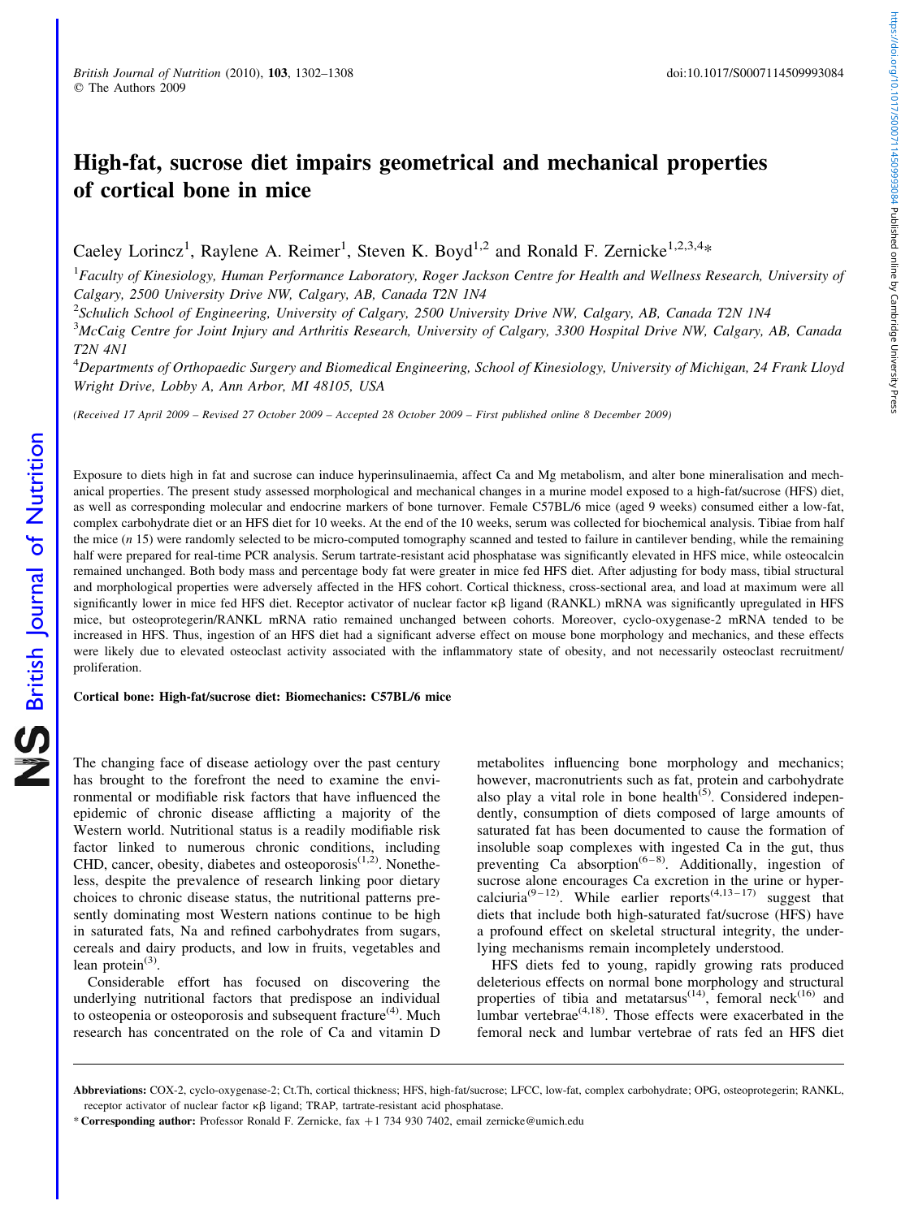# High-fat, sucrose diet impairs geometrical and mechanical properties of cortical bone in mice

Caeley Lorincz[1], Raylene A. Reimer[1], Steven K. Boyd[1,2] and Ronald F. Zernicke[1,2,3,4]*

[1]Faculty of Kinesiology, Human Performance Laboratory, Roger Jackson Centre for Health and Wellness Research, University of Calgary, 2500 University Drive NW, Calgary, AB, Canada T2N 1N4

[2]Schulich School of Engineering, University of Calgary, 2500 University Drive NW, Calgary, AB, Canada T2N 1N4

[3]McCaig Centre for Joint Injury and Arthritis Research, University of Calgary, 3300 Hospital Drive NW, Calgary, AB, Canada T2N 4N1

[4]Departments of Orthopaedic Surgery and Biomedical Engineering, School of Kinesiology, University of Michigan, 24 Frank Lloyd Wright Drive, Lobby A, Ann Arbor, MI 48105, USA

*(Received 17 April 2009 – Revised 27 October 2009 – Accepted 28 October 2009 – First published online 8 December 2009)*

Exposure to diets high in fat and sucrose can induce hyperinsulinaemia, affect Ca and Mg metabolism, and alter bone mineralisation and mechanical properties. The present study assessed morphological and mechanical changes in a murine model exposed to a high-fat/sucrose (HFS) diet, as well as corresponding molecular and endocrine markers of bone turnover. Female C57BL/6 mice (aged 9 weeks) consumed either a low-fat, complex carbohydrate diet or an HFS diet for 10 weeks. At the end of the 10 weeks, serum was collected for biochemical analysis. Tibiae from half the mice (*n* 15) were randomly selected to be micro-computed tomography scanned and tested to failure in cantilever bending, while the remaining half were prepared for real-time PCR analysis. Serum tartrate-resistant acid phosphatase was significantly elevated in HFS mice, while osteocalcin remained unchanged. Both body mass and percentage body fat were greater in mice fed HFS diet. After adjusting for body mass, tibial structural and morphological properties were adversely affected in the HFS cohort. Cortical thickness, cross-sectional area, and load at maximum were all significantly lower in mice fed HFS diet. Receptor activator of nuclear factor κβ ligand (RANKL) mRNA was significantly upregulated in HFS mice, but osteoprotegerin/RANKL mRNA ratio remained unchanged between cohorts. Moreover, cyclo-oxygenase-2 mRNA tended to be increased in HFS. Thus, ingestion of an HFS diet had a significant adverse effect on mouse bone morphology and mechanics, and these effects were likely due to elevated osteoclast activity associated with the inflammatory state of obesity, and not necessarily osteoclast recruitment/proliferation.

**Cortical bone: High-fat/sucrose diet: Biomechanics: C57BL/6 mice**

The changing face of disease aetiology over the past century has brought to the forefront the need to examine the environmental or modifiable risk factors that have influenced the epidemic of chronic disease afflicting a majority of the Western world. Nutritional status is a readily modifiable risk factor linked to numerous chronic conditions, including CHD, cancer, obesity, diabetes and osteoporosis[1,2]. Nonetheless, despite the prevalence of research linking poor dietary choices to chronic disease status, the nutritional patterns presently dominating most Western nations continue to be high in saturated fats, Na and refined carbohydrates from sugars, cereals and dairy products, and low in fruits, vegetables and lean protein[3].

Considerable effort has focused on discovering the underlying nutritional factors that predispose an individual to osteopenia or osteoporosis and subsequent fracture[4]. Much research has concentrated on the role of Ca and vitamin D metabolites influencing bone morphology and mechanics; however, macronutrients such as fat, protein and carbohydrate also play a vital role in bone health[5]. Considered independently, consumption of diets composed of large amounts of saturated fat has been documented to cause the formation of insoluble soap complexes with ingested Ca in the gut, thus preventing Ca absorption[6–8]. Additionally, ingestion of sucrose alone encourages Ca excretion in the urine or hypercalciuria[9–12]. While earlier reports[4,13–17] suggest that diets that include both high-saturated fat/sucrose (HFS) have a profound effect on skeletal structural integrity, the underlying mechanisms remain incompletely understood.

HFS diets fed to young, rapidly growing rats produced deleterious effects on normal bone morphology and structural properties of tibia and metatarsus[14], femoral neck[16] and lumbar vertebrae[4,18]. Those effects were exacerbated in the femoral neck and lumbar vertebrae of rats fed an HFS diet

---

**Abbreviations:** COX-2, cyclo-oxygenase-2; Ct.Th, cortical thickness; HFS, high-fat/sucrose; LFCC, low-fat, complex carbohydrate; OPG, osteoprotegerin; RANKL, receptor activator of nuclear factor κβ ligand; TRAP, tartrate-resistant acid phosphatase.

* **Corresponding author:** Professor Ronald F. Zernicke, fax +1 734 930 7402, email zernicke@umich.edu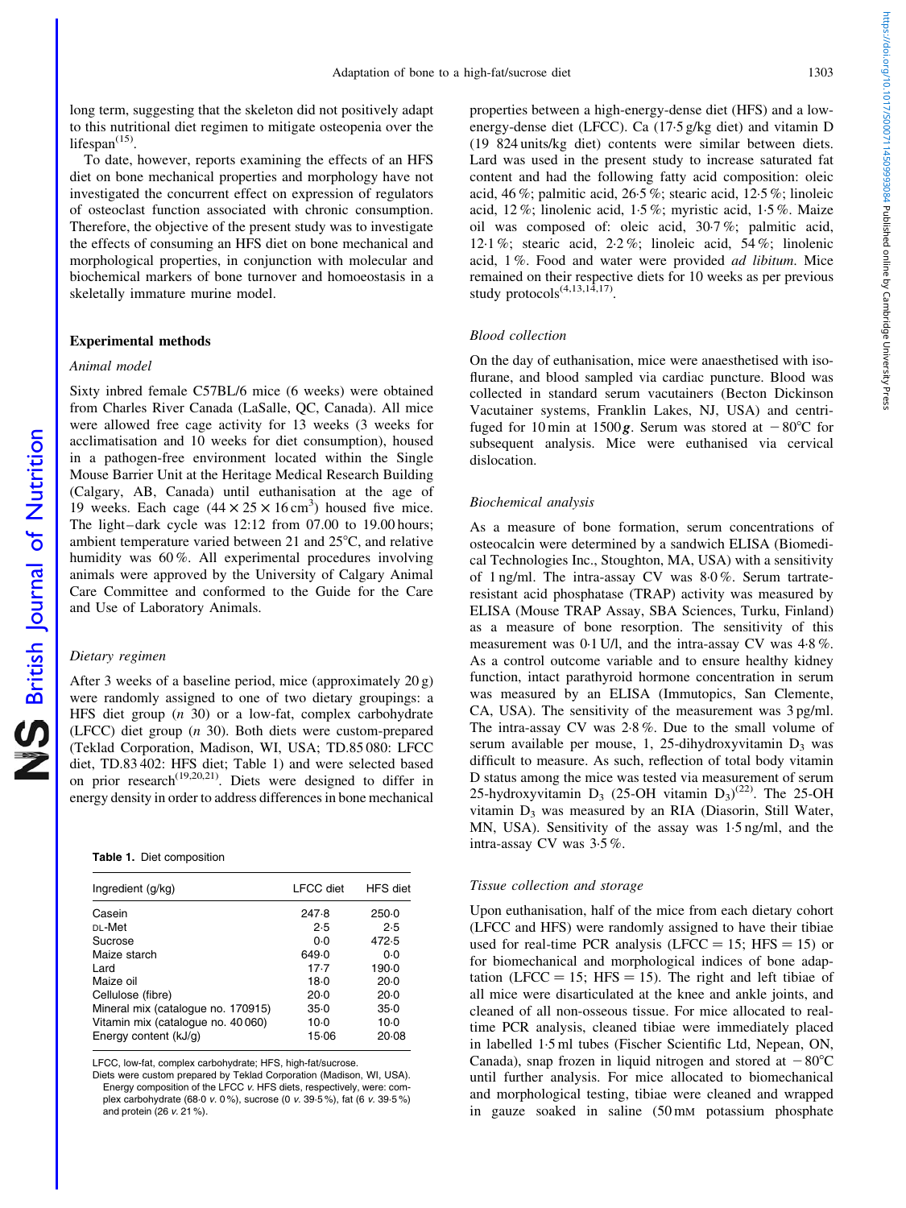long term, suggesting that the skeleton did not positively adapt to this nutritional diet regimen to mitigate osteopenia over the lifespan[15].

To date, however, reports examining the effects of an HFS diet on bone mechanical properties and morphology have not investigated the concurrent effect on expression of regulators of osteoclast function associated with chronic consumption. Therefore, the objective of the present study was to investigate the effects of consuming an HFS diet on bone mechanical and morphological properties, in conjunction with molecular and biochemical markers of bone turnover and homoeostasis in a skeletally immature murine model.

## Experimental methods

### Animal model

Sixty inbred female C57BL/6 mice (6 weeks) were obtained from Charles River Canada (LaSalle, QC, Canada). All mice were allowed free cage activity for 13 weeks (3 weeks for acclimatisation and 10 weeks for diet consumption), housed in a pathogen-free environment located within the Single Mouse Barrier Unit at the Heritage Medical Research Building (Calgary, AB, Canada) until euthanisation at the age of 19 weeks. Each cage ($44 \times 25 \times 16\,cm^3$) housed five mice. The light–dark cycle was 12:12 from 07.00 to 19.00 hours; ambient temperature varied between 21 and 25°C, and relative humidity was 60 %. All experimental procedures involving animals were approved by the University of Calgary Animal Care Committee and conformed to the Guide for the Care and Use of Laboratory Animals.

### Dietary regimen

After 3 weeks of a baseline period, mice (approximately 20 g) were randomly assigned to one of two dietary groupings: a HFS diet group (*n* 30) or a low-fat, complex carbohydrate (LFCC) diet group (*n* 30). Both diets were custom-prepared (Teklad Corporation, Madison, WI, USA; TD.85 080: LFCC diet, TD.83 402: HFS diet; Table 1) and were selected based on prior research[19,20,21]. Diets were designed to differ in energy density in order to address differences in bone mechanical properties between a high-energy-dense diet (HFS) and a low-energy-dense diet (LFCC). Ca (17·5 g/kg diet) and vitamin D (19 824 units/kg diet) contents were similar between diets. Lard was used in the present study to increase saturated fat content and had the following fatty acid composition: oleic acid, 46 %; palmitic acid, 26·5 %; stearic acid, 12·5 %; linoleic acid, 12 %; linolenic acid, 1·5 %; myristic acid, 1·5 %. Maize oil was composed of: oleic acid, 30·7 %; palmitic acid, 12·1 %; stearic acid, 2·2 %; linoleic acid, 54 %; linolenic acid, 1 %. Food and water were provided *ad libitum*. Mice remained on their respective diets for 10 weeks as per previous study protocols[4,13,14,17].

**Table 1.** Diet composition

| Ingredient (g/kg) | LFCC diet | HFS diet |
|---|---|---|
| Casein | 247·8 | 250·0 |
| DL-Met | 2·5 | 2·5 |
| Sucrose | 0·0 | 472·5 |
| Maize starch | 649·0 | 0·0 |
| Lard | 17·7 | 190·0 |
| Maize oil | 18·0 | 20·0 |
| Cellulose (fibre) | 20·0 | 20·0 |
| Mineral mix (catalogue no. 170915) | 35·0 | 35·0 |
| Vitamin mix (catalogue no. 40 060) | 10·0 | 10·0 |
| Energy content (kJ/g) | 15·06 | 20·08 |

LFCC, low-fat, complex carbohydrate; HFS, high-fat/sucrose.

Diets were custom prepared by Teklad Corporation (Madison, WI, USA). Energy composition of the LFCC *v.* HFS diets, respectively, were: complex carbohydrate (68·0 *v.* 0 %), sucrose (0 *v.* 39·5 %), fat (6 *v.* 39·5 %) and protein (26 *v.* 21 %).

### Blood collection

On the day of euthanisation, mice were anaesthetised with isoflurane, and blood sampled via cardiac puncture. Blood was collected in standard serum vacutainers (Becton Dickinson Vacutainer systems, Franklin Lakes, NJ, USA) and centrifuged for 10 min at 1500 ***g***. Serum was stored at −80°C for subsequent analysis. Mice were euthanised via cervical dislocation.

### Biochemical analysis

As a measure of bone formation, serum concentrations of osteocalcin were determined by a sandwich ELISA (Biomedical Technologies Inc., Stoughton, MA, USA) with a sensitivity of 1 ng/ml. The intra-assay CV was 8·0 %. Serum tartrate-resistant acid phosphatase (TRAP) activity was measured by ELISA (Mouse TRAP Assay, SBA Sciences, Turku, Finland) as a measure of bone resorption. The sensitivity of this measurement was 0·1 U/l, and the intra-assay CV was 4·8 %. As a control outcome variable and to ensure healthy kidney function, intact parathyroid hormone concentration in serum was measured by an ELISA (Immutopics, San Clemente, CA, USA). The sensitivity of the measurement was 3 pg/ml. The intra-assay CV was 2·8 %. Due to the small volume of serum available per mouse, 1, 25-dihydroxyvitamin $D_3$ was difficult to measure. As such, reflection of total body vitamin D status among the mice was tested via measurement of serum 25-hydroxyvitamin $D_3$ (25-OH vitamin $D_3$)[22]. The 25-OH vitamin $D_3$ was measured by an RIA (Diasorin, Still Water, MN, USA). Sensitivity of the assay was 1·5 ng/ml, and the intra-assay CV was 3·5 %.

### Tissue collection and storage

Upon euthanisation, half of the mice from each dietary cohort (LFCC and HFS) were randomly assigned to have their tibiae used for real-time PCR analysis (LFCC = 15; HFS = 15) or for biomechanical and morphological indices of bone adaptation (LFCC = 15; HFS = 15). The right and left tibiae of all mice were disarticulated at the knee and ankle joints, and cleaned of all non-osseous tissue. For mice allocated to real-time PCR analysis, cleaned tibiae were immediately placed in labelled 1·5 ml tubes (Fischer Scientific Ltd, Nepean, ON, Canada), snap frozen in liquid nitrogen and stored at −80°C until further analysis. For mice allocated to biomechanical and morphological testing, tibiae were cleaned and wrapped in gauze soaked in saline (50 mM potassium phosphate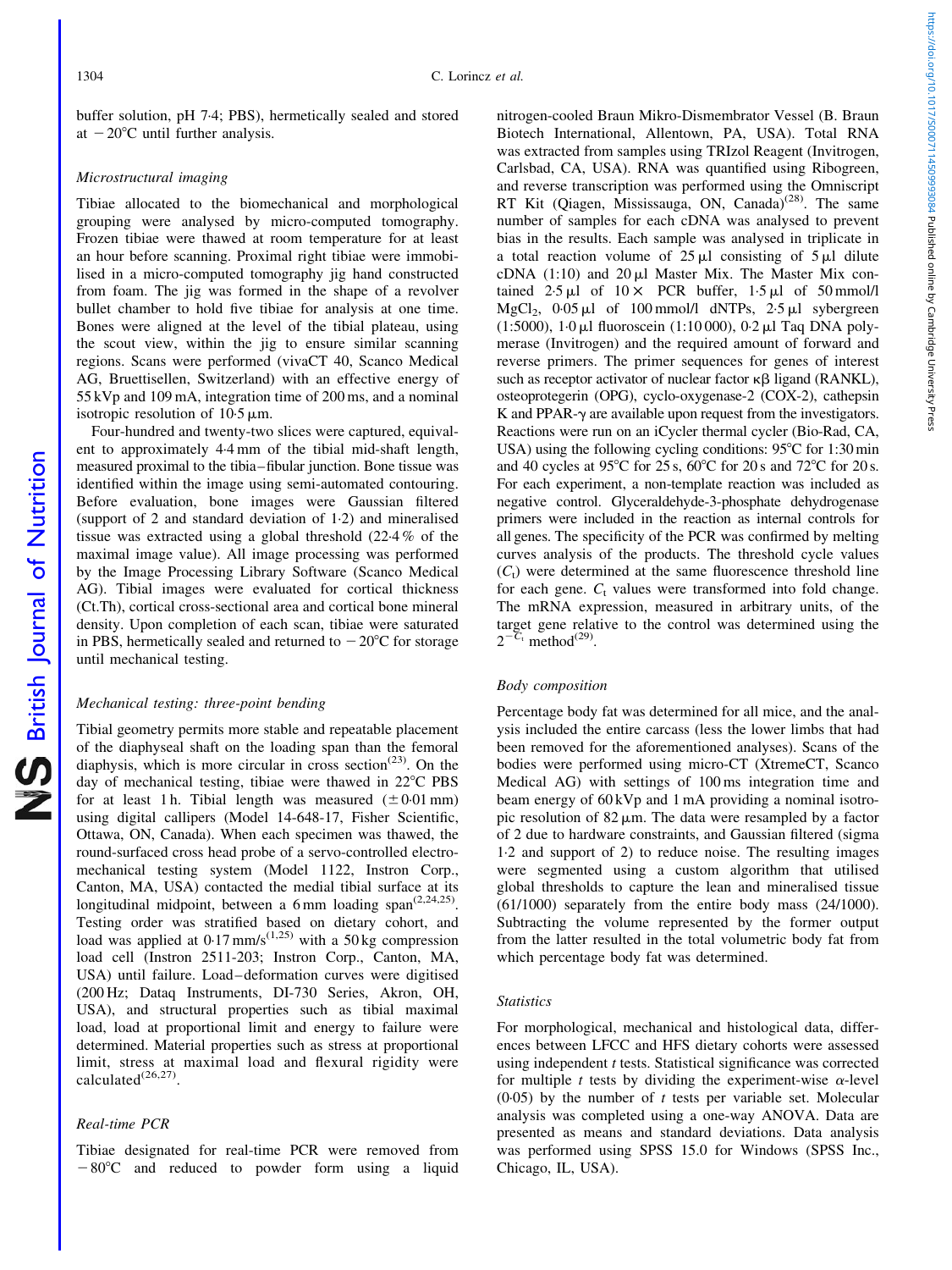buffer solution, pH 7·4; PBS), hermetically sealed and stored at −20°C until further analysis.

### Microstructural imaging

Tibiae allocated to the biomechanical and morphological grouping were analysed by micro-computed tomography. Frozen tibiae were thawed at room temperature for at least an hour before scanning. Proximal right tibiae were immobilised in a micro-computed tomography jig hand constructed from foam. The jig was formed in the shape of a revolver bullet chamber to hold five tibiae for analysis at one time. Bones were aligned at the level of the tibial plateau, using the scout view, within the jig to ensure similar scanning regions. Scans were performed (vivaCT 40, Scanco Medical AG, Bruettisellen, Switzerland) with an effective energy of 55 kVp and 109 mA, integration time of 200 ms, and a nominal isotropic resolution of 10·5 μm.

Four-hundred and twenty-two slices were captured, equivalent to approximately 4·4 mm of the tibial mid-shaft length, measured proximal to the tibia–fibular junction. Bone tissue was identified within the image using semi-automated contouring. Before evaluation, bone images were Gaussian filtered (support of 2 and standard deviation of 1·2) and mineralised tissue was extracted using a global threshold (22·4 % of the maximal image value). All image processing was performed by the Image Processing Library Software (Scanco Medical AG). Tibial images were evaluated for cortical thickness (Ct.Th), cortical cross-sectional area and cortical bone mineral density. Upon completion of each scan, tibiae were saturated in PBS, hermetically sealed and returned to −20°C for storage until mechanical testing.

### Mechanical testing: three-point bending

Tibial geometry permits more stable and repeatable placement of the diaphyseal shaft on the loading span than the femoral diaphysis, which is more circular in cross section[23]. On the day of mechanical testing, tibiae were thawed in 22°C PBS for at least 1 h. Tibial length was measured (±0·01 mm) using digital callipers (Model 14-648-17, Fisher Scientific, Ottawa, ON, Canada). When each specimen was thawed, the round-surfaced cross head probe of a servo-controlled electromechanical testing system (Model 1122, Instron Corp., Canton, MA, USA) contacted the medial tibial surface at its longitudinal midpoint, between a 6 mm loading span[2,24,25]. Testing order was stratified based on dietary cohort, and load was applied at 0·17 mm/s[1,25] with a 50 kg compression load cell (Instron 2511-203; Instron Corp., Canton, MA, USA) until failure. Load–deformation curves were digitised (200 Hz; Dataq Instruments, DI-730 Series, Akron, OH, USA), and structural properties such as tibial maximal load, load at proportional limit and energy to failure were determined. Material properties such as stress at proportional limit, stress at maximal load and flexural rigidity were calculated[26,27].

### Real-time PCR

Tibiae designated for real-time PCR were removed from −80°C and reduced to powder form using a liquid nitrogen-cooled Braun Mikro-Dismembrator Vessel (B. Braun Biotech International, Allentown, PA, USA). Total RNA was extracted from samples using TRIzol Reagent (Invitrogen, Carlsbad, CA, USA). RNA was quantified using Ribogreen, and reverse transcription was performed using the Omniscript RT Kit (Qiagen, Mississauga, ON, Canada)[28]. The same number of samples for each cDNA was analysed to prevent bias in the results. Each sample was analysed in triplicate in a total reaction volume of 25 μl consisting of 5 μl dilute cDNA (1:10) and 20 μl Master Mix. The Master Mix contained 2·5 μl of 10× PCR buffer, 1·5 μl of 50 mmol/l $MgCl_2$, 0·05 μl of 100 mmol/l dNTPs, 2·5 μl sybergreen (1:5000), 1·0 μl fluoroscein (1:10 000), 0·2 μl Taq DNA polymerase (Invitrogen) and the required amount of forward and reverse primers. The primer sequences for genes of interest such as receptor activator of nuclear factor κβ ligand (RANKL), osteoprotegerin (OPG), cyclo-oxygenase-2 (COX-2), cathepsin K and PPAR-γ are available upon request from the investigators. Reactions were run on an iCycler thermal cycler (Bio-Rad, CA, USA) using the following cycling conditions: 95°C for 1:30 min and 40 cycles at 95°C for 25 s, 60°C for 20 s and 72°C for 20 s. For each experiment, a non-template reaction was included as negative control. Glyceraldehyde-3-phosphate dehydrogenase primers were included in the reaction as internal controls for all genes. The specificity of the PCR was confirmed by melting curves analysis of the products. The threshold cycle values ($C_t$) were determined at the same fluorescence threshold line for each gene. $C_t$ values were transformed into fold change. The mRNA expression, measured in arbitrary units, of the target gene relative to the control was determined using the $2^{-C_t}$ method[29].

### Body composition

Percentage body fat was determined for all mice, and the analysis included the entire carcass (less the lower limbs that had been removed for the aforementioned analyses). Scans of the bodies were performed using micro-CT (XtremeCT, Scanco Medical AG) with settings of 100 ms integration time and beam energy of 60 kVp and 1 mA providing a nominal isotropic resolution of 82 μm. The data were resampled by a factor of 2 due to hardware constraints, and Gaussian filtered (sigma 1·2 and support of 2) to reduce noise. The resulting images were segmented using a custom algorithm that utilised global thresholds to capture the lean and mineralised tissue (61/1000) separately from the entire body mass (24/1000). Subtracting the volume represented by the former output from the latter resulted in the total volumetric body fat from which percentage body fat was determined.

### Statistics

For morphological, mechanical and histological data, differences between LFCC and HFS dietary cohorts were assessed using independent *t* tests. Statistical significance was corrected for multiple *t* tests by dividing the experiment-wise α-level (0·05) by the number of *t* tests per variable set. Molecular analysis was completed using a one-way ANOVA. Data are presented as means and standard deviations. Data analysis was performed using SPSS 15.0 for Windows (SPSS Inc., Chicago, IL, USA).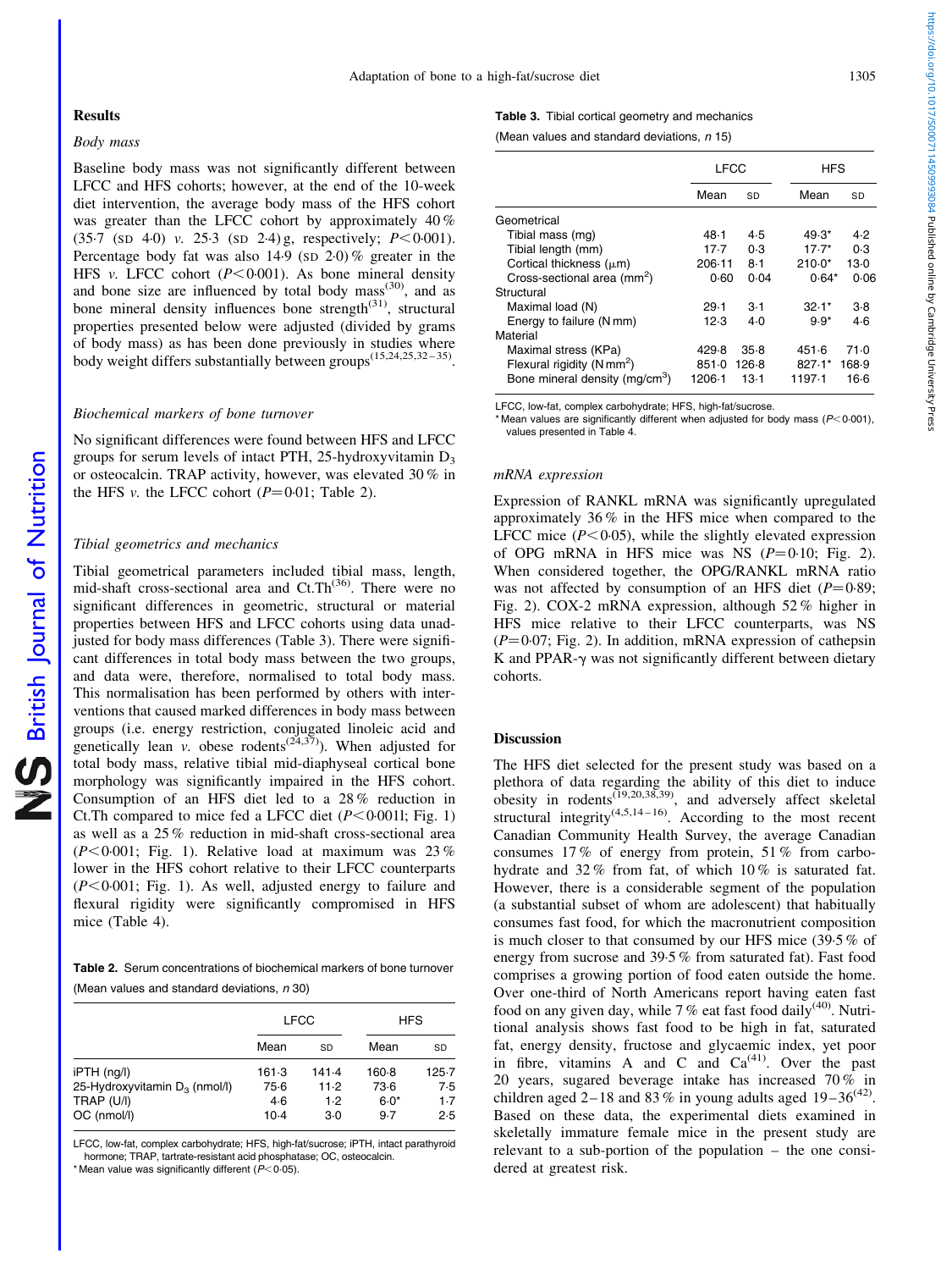## Results

### *Body mass*

Baseline body mass was not significantly different between LFCC and HFS cohorts; however, at the end of the 10-week diet intervention, the average body mass of the HFS cohort was greater than the LFCC cohort by approximately 40 % (35·7 (SD 4·0) *v.* 25·3 (SD 2·4) g, respectively; $P<0·001$). Percentage body fat was also 14·9 (SD 2·0) % greater in the HFS *v.* LFCC cohort ($P<0·001$). As bone mineral density and bone size are influenced by total body mass[30], and as bone mineral density influences bone strength[31], structural properties presented below were adjusted (divided by grams of body mass) as has been done previously in studies where body weight differs substantially between groups[15,24,25,32–35].

### *Biochemical markers of bone turnover*

No significant differences were found between HFS and LFCC groups for serum levels of intact PTH, 25-hydroxyvitamin $D_3$ or osteocalcin. TRAP activity, however, was elevated 30 % in the HFS *v.* the LFCC cohort ($P=0·01$; Table 2).

### *Tibial geometrics and mechanics*

Tibial geometrical parameters included tibial mass, length, mid-shaft cross-sectional area and Ct.Th[36]. There were no significant differences in geometric, structural or material properties between HFS and LFCC cohorts using data unadjusted for body mass differences (Table 3). There were significant differences in total body mass between the two groups, and data were, therefore, normalised to total body mass. This normalisation has been performed by others with interventions that caused marked differences in body mass between groups (i.e. energy restriction, conjugated linoleic acid and genetically lean *v.* obese rodents[24,37]). When adjusted for total body mass, relative tibial mid-diaphyseal cortical bone morphology was significantly impaired in the HFS cohort. Consumption of an HFS diet led to a 28 % reduction in Ct.Th compared to mice fed a LFCC diet ($P<0·0011$; Fig. 1) as well as a 25 % reduction in mid-shaft cross-sectional area ($P<0·001$; Fig. 1). Relative load at maximum was 23 % lower in the HFS cohort relative to their LFCC counterparts ($P<0·001$; Fig. 1). As well, adjusted energy to failure and flexural rigidity were significantly compromised in HFS mice (Table 4).

**Table 2.** Serum concentrations of biochemical markers of bone turnover

(Mean values and standard deviations, *n* 30)

| | LFCC | | HFS | |
|---|---|---|---|---|
| | Mean | SD | Mean | SD |
| iPTH (ng/l) | 161·3 | 141·4 | 160·8 | 125·7 |
| 25-Hydroxyvitamin $D_3$ (nmol/l) | 75·6 | 11·2 | 73·6 | 7·5 |
| TRAP (U/l) | 4·6 | 1·2 | 6·0* | 1·7 |
| OC (nmol/l) | 10·4 | 3·0 | 9·7 | 2·5 |

LFCC, low-fat, complex carbohydrate; HFS, high-fat/sucrose; iPTH, intact parathyroid hormone; TRAP, tartrate-resistant acid phosphatase; OC, osteocalcin.
\* Mean value was significantly different ($P<0·05$).

**Table 3.** Tibial cortical geometry and mechanics

(Mean values and standard deviations, *n* 15)

| | LFCC | | HFS | |
|---|---|---|---|---|
| | Mean | SD | Mean | SD |
| Geometrical | | | | |
| Tibial mass (mg) | 48·1 | 4·5 | 49·3* | 4·2 |
| Tibial length (mm) | 17·7 | 0·3 | 17·7* | 0·3 |
| Cortical thickness (μm) | 206·11 | 8·1 | 210·0* | 13·0 |
| Cross-sectional area (mm²) | 0·60 | 0·04 | 0·64* | 0·06 |
| Structural | | | | |
| Maximal load (N) | 29·1 | 3·1 | 32·1* | 3·8 |
| Energy to failure (N mm) | 12·3 | 4·0 | 9·9* | 4·6 |
| Material | | | | |
| Maximal stress (KPa) | 429·8 | 35·8 | 451·6 | 71·0 |
| Flexural rigidity (N mm²) | 851·0 | 126·8 | 827·1* | 168·9 |
| Bone mineral density (mg/cm³) | 1206·1 | 13·1 | 1197·1 | 16·6 |

LFCC, low-fat, complex carbohydrate; HFS, high-fat/sucrose.
\* Mean values are significantly different when adjusted for body mass ($P<0·001$), values presented in Table 4.

### *mRNA expression*

Expression of RANKL mRNA was significantly upregulated approximately 36 % in the HFS mice when compared to the LFCC mice ($P<0·05$), while the slightly elevated expression of OPG mRNA in HFS mice was NS ($P=0·10$; Fig. 2). When considered together, the OPG/RANKL mRNA ratio was not affected by consumption of an HFS diet ($P=0·89$; Fig. 2). COX-2 mRNA expression, although 52 % higher in HFS mice relative to their LFCC counterparts, was NS ($P=0·07$; Fig. 2). In addition, mRNA expression of cathepsin K and PPAR-γ was not significantly different between dietary cohorts.

## Discussion

The HFS diet selected for the present study was based on a plethora of data regarding the ability of this diet to induce obesity in rodents[19,20,38,39], and adversely affect skeletal structural integrity[4,5,14–16]. According to the most recent Canadian Community Health Survey, the average Canadian consumes 17 % of energy from protein, 51 % from carbohydrate and 32 % from fat, of which 10 % is saturated fat. However, there is a considerable segment of the population (a substantial subset of whom are adolescent) that habitually consumes fast food, for which the macronutrient composition is much closer to that consumed by our HFS mice (39·5 % of energy from sucrose and 39·5 % from saturated fat). Fast food comprises a growing portion of food eaten outside the home. Over one-third of North Americans report having eaten fast food on any given day, while 7 % eat fast food daily[40]. Nutritional analysis shows fast food to be high in fat, saturated fat, energy density, fructose and glycaemic index, yet poor in fibre, vitamins A and C and Ca[41]. Over the past 20 years, sugared beverage intake has increased 70 % in children aged 2–18 and 83 % in young adults aged 19–36[42]. Based on these data, the experimental diets examined in skeletally immature female mice in the present study are relevant to a sub-portion of the population – the one considered at greatest risk.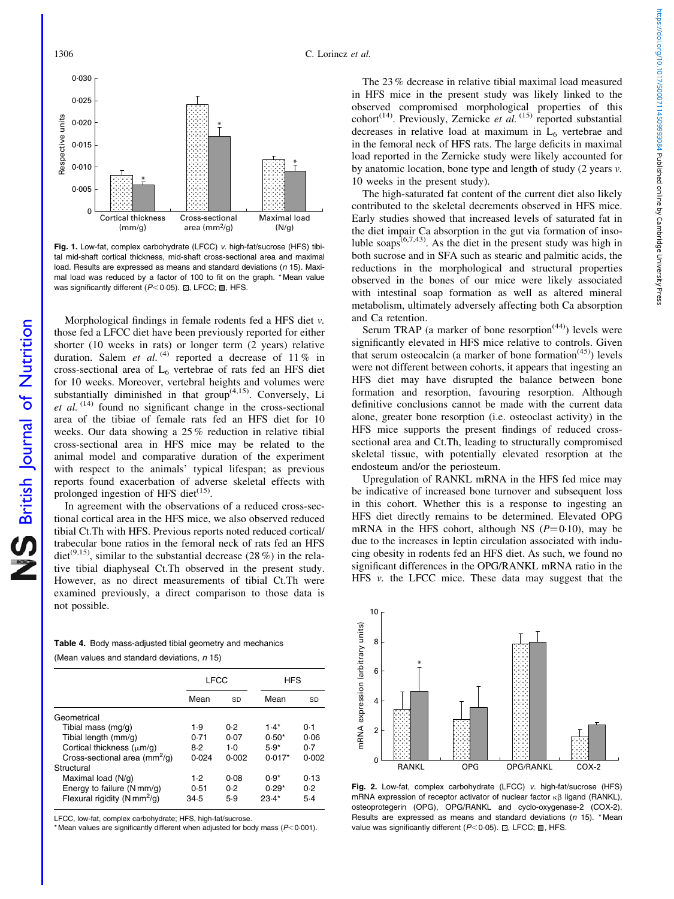Fig. 1. Low-fat, complex carbohydrate (LFCC) v. high-fat/sucrose (HFS) tibial mid-shaft cortical thickness, mid-shaft cross-sectional area and maximal load. Results are expressed as means and standard deviations (n 15). Maximal load was reduced by a factor of 100 to fit on the graph. * Mean value was significantly different ($P<0.05$). ▫, LFCC; ▪, HFS.

Morphological findings in female rodents fed a HFS diet v. those fed a LFCC diet have been previously reported for either shorter (10 weeks in rats) or longer term (2 years) relative duration. Salem *et al.*[4] reported a decrease of 11 % in cross-sectional area of $L_6$ vertebrae of rats fed an HFS diet for 10 weeks. Moreover, vertebral heights and volumes were substantially diminished in that group[4,15]. Conversely, Li *et al.*[14] found no significant change in the cross-sectional area of the tibiae of female rats fed an HFS diet for 10 weeks. Our data showing a 25 % reduction in relative tibial cross-sectional area in HFS mice may be related to the animal model and comparative duration of the experiment with respect to the animals' typical lifespan; as previous reports found exacerbation of adverse skeletal effects with prolonged ingestion of HFS diet[15].

In agreement with the observations of a reduced cross-sectional cortical area in the HFS mice, we also observed reduced tibial Ct.Th with HFS. Previous reports noted reduced cortical/trabecular bone ratios in the femoral neck of rats fed an HFS diet[9,15], similar to the substantial decrease (28 %) in the relative tibial diaphyseal Ct.Th observed in the present study. However, as no direct measurements of tibial Ct.Th were examined previously, a direct comparison to those data is not possible.

**Table 4.** Body mass-adjusted tibial geometry and mechanics

(Mean values and standard deviations, n 15)

| | LFCC | | HFS | |
|---|---|---|---|---|
| | Mean | SD | Mean | SD |
| Geometrical | | | | |
| Tibial mass (mg/g) | 1·9 | 0·2 | 1·4* | 0·1 |
| Tibial length (mm/g) | 0·71 | 0·07 | 0·50* | 0·06 |
| Cortical thickness (μm/g) | 8·2 | 1·0 | 5·9* | 0·7 |
| Cross-sectional area (mm²/g) | 0·024 | 0·002 | 0·017* | 0·002 |
| Structural | | | | |
| Maximal load (N/g) | 1·2 | 0·08 | 0·9* | 0·13 |
| Energy to failure (N mm/g) | 0·51 | 0·2 | 0·29* | 0·2 |
| Flexural rigidity (N mm²/g) | 34·5 | 5·9 | 23·4* | 5·4 |

LFCC, low-fat, complex carbohydrate; HFS, high-fat/sucrose.
* Mean values are significantly different when adjusted for body mass ($P<0.001$).

The 23 % decrease in relative tibial maximal load measured in HFS mice in the present study was likely linked to the observed compromised morphological properties of this cohort[14]. Previously, Zernicke *et al.*[15] reported substantial decreases in relative load at maximum in $L_6$ vertebrae and in the femoral neck of HFS rats. The large deficits in maximal load reported in the Zernicke study were likely accounted for by anatomic location, bone type and length of study (2 years v. 10 weeks in the present study).

The high-saturated fat content of the current diet also likely contributed to the skeletal decrements observed in HFS mice. Early studies showed that increased levels of saturated fat in the diet impair Ca absorption in the gut via formation of insoluble soaps[6,7,43]. As the diet in the present study was high in both sucrose and in SFA such as stearic and palmitic acids, the reductions in the morphological and structural properties observed in the bones of our mice were likely associated with intestinal soap formation as well as altered mineral metabolism, ultimately adversely affecting both Ca absorption and Ca retention.

Serum TRAP (a marker of bone resorption[44]) levels were significantly elevated in HFS mice relative to controls. Given that serum osteocalcin (a marker of bone formation[45]) levels were not different between cohorts, it appears that ingesting an HFS diet may have disrupted the balance between bone formation and resorption, favouring resorption. Although definitive conclusions cannot be made with the current data alone, greater bone resorption (i.e. osteoclast activity) in the HFS mice supports the present findings of reduced cross-sectional area and Ct.Th, leading to structurally compromised skeletal tissue, with potentially elevated resorption at the endosteum and/or the periosteum.

Upregulation of RANKL mRNA in the HFS fed mice may be indicative of increased bone turnover and subsequent loss in this cohort. Whether this is a response to ingesting an HFS diet directly remains to be determined. Elevated OPG mRNA in the HFS cohort, although NS ($P=0.10$), may be due to the increases in leptin circulation associated with inducing obesity in rodents fed an HFS diet. As such, we found no significant differences in the OPG/RANKL mRNA ratio in the HFS v. the LFCC mice. These data may suggest that the

Fig. 2. Low-fat, complex carbohydrate (LFCC) v. high-fat/sucrose (HFS) mRNA expression of receptor activator of nuclear factor κβ ligand (RANKL), osteoprotegerin (OPG), OPG/RANKL and cyclo-oxygenase-2 (COX-2). Results are expressed as means and standard deviations (n 15). * Mean value was significantly different ($P<0.05$). ▫, LFCC; ▪, HFS.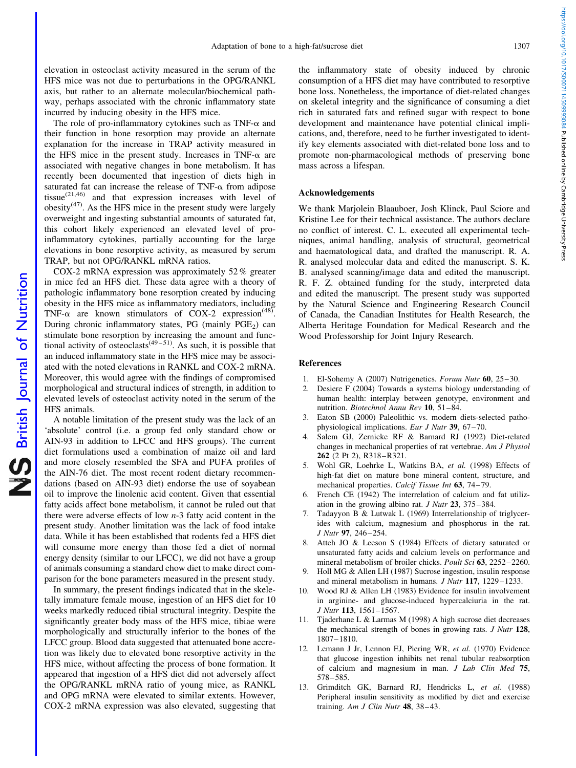elevation in osteoclast activity measured in the serum of the HFS mice was not due to perturbations in the OPG/RANKL axis, but rather to an alternate molecular/biochemical pathway, perhaps associated with the chronic inflammatory state incurred by inducing obesity in the HFS mice.

The role of pro-inflammatory cytokines such as TNF-α and their function in bone resorption may provide an alternate explanation for the increase in TRAP activity measured in the HFS mice in the present study. Increases in TNF-α are associated with negative changes in bone metabolism. It has recently been documented that ingestion of diets high in saturated fat can increase the release of TNF-α from adipose tissue[21,46] and that expression increases with level of obesity[47]. As the HFS mice in the present study were largely overweight and ingesting substantial amounts of saturated fat, this cohort likely experienced an elevated level of pro-inflammatory cytokines, partially accounting for the large elevations in bone resorptive activity, as measured by serum TRAP, but not OPG/RANKL mRNA ratios.

COX-2 mRNA expression was approximately 52 % greater in mice fed an HFS diet. These data agree with a theory of pathologic inflammatory bone resorption created by inducing obesity in the HFS mice as inflammatory mediators, including TNF-α are known stimulators of COX-2 expression[48]. During chronic inflammatory states, PG (mainly $PGE_2$) can stimulate bone resorption by increasing the amount and functional activity of osteoclasts[49–51]. As such, it is possible that an induced inflammatory state in the HFS mice may be associated with the noted elevations in RANKL and COX-2 mRNA. Moreover, this would agree with the findings of compromised morphological and structural indices of strength, in addition to elevated levels of osteoclast activity noted in the serum of the HFS animals.

A notable limitation of the present study was the lack of an 'absolute' control (i.e. a group fed only standard chow or AIN-93 in addition to LFCC and HFS groups). The current diet formulations used a combination of maize oil and lard and more closely resembled the SFA and PUFA profiles of the AIN-76 diet. The most recent rodent dietary recommendations (based on AIN-93 diet) endorse the use of soyabean oil to improve the linolenic acid content. Given that essential fatty acids affect bone metabolism, it cannot be ruled out that there were adverse effects of low $n$-3 fatty acid content in the present study. Another limitation was the lack of food intake data. While it has been established that rodents fed a HFS diet will consume more energy than those fed a diet of normal energy density (similar to our LFCC), we did not have a group of animals consuming a standard chow diet to make direct comparison for the bone parameters measured in the present study.

In summary, the present findings indicated that in the skeletally immature female mouse, ingestion of an HFS diet for 10 weeks markedly reduced tibial structural integrity. Despite the significantly greater body mass of the HFS mice, tibiae were morphologically and structurally inferior to the bones of the LFCC group. Blood data suggested that attenuated bone accretion was likely due to elevated bone resorptive activity in the HFS mice, without affecting the process of bone formation. It appeared that ingestion of a HFS diet did not adversely affect the OPG/RANKL mRNA ratio of young mice, as RANKL and OPG mRNA were elevated to similar extents. However, COX-2 mRNA expression was also elevated, suggesting that the inflammatory state of obesity induced by chronic consumption of a HFS diet may have contributed to resorptive bone loss. Nonetheless, the importance of diet-related changes on skeletal integrity and the significance of consuming a diet rich in saturated fats and refined sugar with respect to bone development and maintenance have potential clinical implications, and, therefore, need to be further investigated to identify key elements associated with diet-related bone loss and to promote non-pharmacological methods of preserving bone mass across a lifespan.

## Acknowledgements

We thank Marjolein Blaauboer, Josh Klinck, Paul Sciore and Kristine Lee for their technical assistance. The authors declare no conflict of interest. C. L. executed all experimental techniques, animal handling, analysis of structural, geometrical and haematological data, and drafted the manuscript. R. A. R. analysed molecular data and edited the manuscript. S. K. B. analysed scanning/image data and edited the manuscript. R. F. Z. obtained funding for the study, interpreted data and edited the manuscript. The present study was supported by the Natural Science and Engineering Research Council of Canada, the Canadian Institutes for Health Research, the Alberta Heritage Foundation for Medical Research and the Wood Professorship for Joint Injury Research.

## References

1. El-Sohemy A (2007) Nutrigenetics. *Forum Nutr* **60**, 25–30.
2. Desiere F (2004) Towards a systems biology understanding of human health: interplay between genotype, environment and nutrition. *Biotechnol Annu Rev* **10**, 51–84.
3. Eaton SB (2000) Paleolithic vs. modern diets-selected pathophysiological implications. *Eur J Nutr* **39**, 67–70.
4. Salem GJ, Zernicke RF & Barnard RJ (1992) Diet-related changes in mechanical properties of rat vertebrae. *Am J Physiol* **262** (2 Pt 2), R318–R321.
5. Wohl GR, Loehrke L, Watkins BA, *et al.* (1998) Effects of high-fat diet on mature bone mineral content, structure, and mechanical properties. *Calcif Tissue Int* **63**, 74–79.
6. French CE (1942) The interrelation of calcium and fat utilization in the growing albino rat. *J Nutr* **23**, 375–384.
7. Tadayyon B & Lutwak L (1969) Interrelationship of triglycerides with calcium, magnesium and phosphorus in the rat. *J Nutr* **97**, 246–254.
8. Atteh JO & Leeson S (1984) Effects of dietary saturated or unsaturated fatty acids and calcium levels on performance and mineral metabolism of broiler chicks. *Poult Sci* **63**, 2252–2260.
9. Holl MG & Allen LH (1987) Sucrose ingestion, insulin response and mineral metabolism in humans. *J Nutr* **117**, 1229–1233.
10. Wood RJ & Allen LH (1983) Evidence for insulin involvement in arginine- and glucose-induced hypercalciuria in the rat. *J Nutr* **113**, 1561–1567.
11. Tjaderhane L & Larmas M (1998) A high sucrose diet decreases the mechanical strength of bones in growing rats. *J Nutr* **128**, 1807–1810.
12. Lemann J Jr, Lennon EJ, Piering WR, *et al.* (1970) Evidence that glucose ingestion inhibits net renal tubular reabsorption of calcium and magnesium in man. *J Lab Clin Med* **75**, 578–585.
13. Grimditch GK, Barnard RJ, Hendricks L, *et al.* (1988) Peripheral insulin sensitivity as modified by diet and exercise training. *Am J Clin Nutr* **48**, 38–43.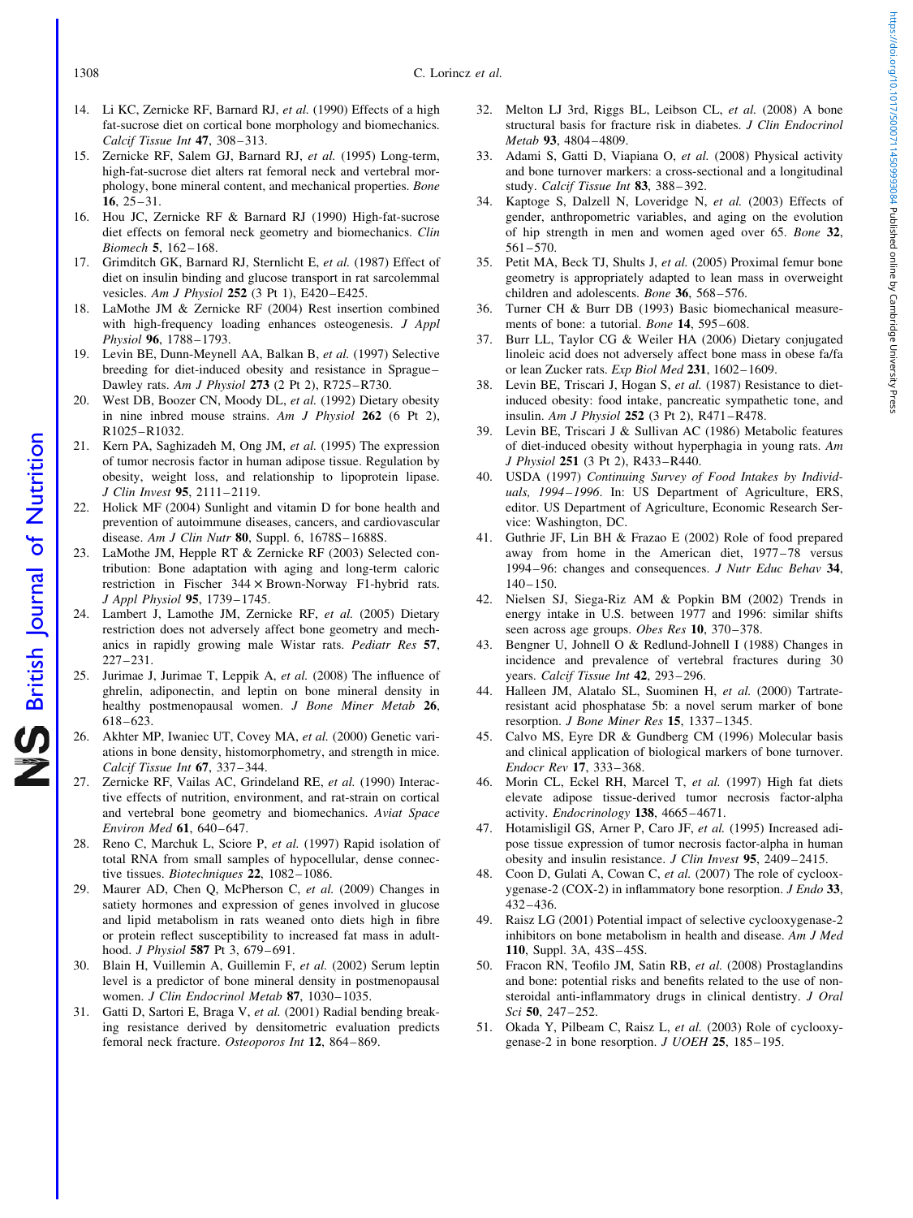14. Li KC, Zernicke RF, Barnard RJ, *et al.* (1990) Effects of a high fat-sucrose diet on cortical bone morphology and biomechanics. *Calcif Tissue Int* **47**, 308–313.
15. Zernicke RF, Salem GJ, Barnard RJ, *et al.* (1995) Long-term, high-fat-sucrose diet alters rat femoral neck and vertebral morphology, bone mineral content, and mechanical properties. *Bone* **16**, 25–31.
16. Hou JC, Zernicke RF & Barnard RJ (1990) High-fat-sucrose diet effects on femoral neck geometry and biomechanics. *Clin Biomech* **5**, 162–168.
17. Grimditch GK, Barnard RJ, Sternlicht E, *et al.* (1987) Effect of diet on insulin binding and glucose transport in rat sarcolemmal vesicles. *Am J Physiol* **252** (3 Pt 1), E420–E425.
18. LaMothe JM & Zernicke RF (2004) Rest insertion combined with high-frequency loading enhances osteogenesis. *J Appl Physiol* **96**, 1788–1793.
19. Levin BE, Dunn-Meynell AA, Balkan B, *et al.* (1997) Selective breeding for diet-induced obesity and resistance in Sprague–Dawley rats. *Am J Physiol* **273** (2 Pt 2), R725–R730.
20. West DB, Boozer CN, Moody DL, *et al.* (1992) Dietary obesity in nine inbred mouse strains. *Am J Physiol* **262** (6 Pt 2), R1025–R1032.
21. Kern PA, Saghizadeh M, Ong JM, *et al.* (1995) The expression of tumor necrosis factor in human adipose tissue. Regulation by obesity, weight loss, and relationship to lipoprotein lipase. *J Clin Invest* **95**, 2111–2119.
22. Holick MF (2004) Sunlight and vitamin D for bone health and prevention of autoimmune diseases, cancers, and cardiovascular disease. *Am J Clin Nutr* **80**, Suppl. 6, 1678S–1688S.
23. LaMothe JM, Hepple RT & Zernicke RF (2003) Selected contribution: Bone adaptation with aging and long-term caloric restriction in Fischer 344 × Brown-Norway F1-hybrid rats. *J Appl Physiol* **95**, 1739–1745.
24. Lambert J, Lamothe JM, Zernicke RF, *et al.* (2005) Dietary restriction does not adversely affect bone geometry and mechanics in rapidly growing male Wistar rats. *Pediatr Res* **57**, 227–231.
25. Jurimae J, Jurimae T, Leppik A, *et al.* (2008) The influence of ghrelin, adiponectin, and leptin on bone mineral density in healthy postmenopausal women. *J Bone Miner Metab* **26**, 618–623.
26. Akhter MP, Iwaniec UT, Covey MA, *et al.* (2000) Genetic variations in bone density, histomorphometry, and strength in mice. *Calcif Tissue Int* **67**, 337–344.
27. Zernicke RF, Vailas AC, Grindeland RE, *et al.* (1990) Interactive effects of nutrition, environment, and rat-strain on cortical and vertebral bone geometry and biomechanics. *Aviat Space Environ Med* **61**, 640–647.
28. Reno C, Marchuk L, Sciore P, *et al.* (1997) Rapid isolation of total RNA from small samples of hypocellular, dense connective tissues. *Biotechniques* **22**, 1082–1086.
29. Maurer AD, Chen Q, McPherson C, *et al.* (2009) Changes in satiety hormones and expression of genes involved in glucose and lipid metabolism in rats weaned onto diets high in fibre or protein reflect susceptibility to increased fat mass in adulthood. *J Physiol* **587** Pt 3, 679–691.
30. Blain H, Vuillemin A, Guillemin F, *et al.* (2002) Serum leptin level is a predictor of bone mineral density in postmenopausal women. *J Clin Endocrinol Metab* **87**, 1030–1035.
31. Gatti D, Sartori E, Braga V, *et al.* (2001) Radial bending breaking resistance derived by densitometric evaluation predicts femoral neck fracture. *Osteoporos Int* **12**, 864–869.
32. Melton LJ 3rd, Riggs BL, Leibson CL, *et al.* (2008) A bone structural basis for fracture risk in diabetes. *J Clin Endocrinol Metab* **93**, 4804–4809.
33. Adami S, Gatti D, Viapiana O, *et al.* (2008) Physical activity and bone turnover markers: a cross-sectional and a longitudinal study. *Calcif Tissue Int* **83**, 388–392.
34. Kaptoge S, Dalzell N, Loveridge N, *et al.* (2003) Effects of gender, anthropometric variables, and aging on the evolution of hip strength in men and women aged over 65. *Bone* **32**, 561–570.
35. Petit MA, Beck TJ, Shults J, *et al.* (2005) Proximal femur bone geometry is appropriately adapted to lean mass in overweight children and adolescents. *Bone* **36**, 568–576.
36. Turner CH & Burr DB (1993) Basic biomechanical measurements of bone: a tutorial. *Bone* **14**, 595–608.
37. Burr LL, Taylor CG & Weiler HA (2006) Dietary conjugated linoleic acid does not adversely affect bone mass in obese fa/fa or lean Zucker rats. *Exp Biol Med* **231**, 1602–1609.
38. Levin BE, Triscari J, Hogan S, *et al.* (1987) Resistance to diet-induced obesity: food intake, pancreatic sympathetic tone, and insulin. *Am J Physiol* **252** (3 Pt 2), R471–R478.
39. Levin BE, Triscari J & Sullivan AC (1986) Metabolic features of diet-induced obesity without hyperphagia in young rats. *Am J Physiol* **251** (3 Pt 2), R433–R440.
40. USDA (1997) *Continuing Survey of Food Intakes by Individuals, 1994–1996*. In: US Department of Agriculture, ERS, editor. US Department of Agriculture, Economic Research Service: Washington, DC.
41. Guthrie JF, Lin BH & Frazao E (2002) Role of food prepared away from home in the American diet, 1977–78 versus 1994–96: changes and consequences. *J Nutr Educ Behav* **34**, 140–150.
42. Nielsen SJ, Siega-Riz AM & Popkin BM (2002) Trends in energy intake in U.S. between 1977 and 1996: similar shifts seen across age groups. *Obes Res* **10**, 370–378.
43. Bengner U, Johnell O & Redlund-Johnell I (1988) Changes in incidence and prevalence of vertebral fractures during 30 years. *Calcif Tissue Int* **42**, 293–296.
44. Halleen JM, Alatalo SL, Suominen H, *et al.* (2000) Tartrate-resistant acid phosphatase 5b: a novel serum marker of bone resorption. *J Bone Miner Res* **15**, 1337–1345.
45. Calvo MS, Eyre DR & Gundberg CM (1996) Molecular basis and clinical application of biological markers of bone turnover. *Endocr Rev* **17**, 333–368.
46. Morin CL, Eckel RH, Marcel T, *et al.* (1997) High fat diets elevate adipose tissue-derived tumor necrosis factor-alpha activity. *Endocrinology* **138**, 4665–4671.
47. Hotamisligil GS, Arner P, Caro JF, *et al.* (1995) Increased adipose tissue expression of tumor necrosis factor-alpha in human obesity and insulin resistance. *J Clin Invest* **95**, 2409–2415.
48. Coon D, Gulati A, Cowan C, *et al.* (2007) The role of cyclooxygenase-2 (COX-2) in inflammatory bone resorption. *J Endo* **33**, 432–436.
49. Raisz LG (2001) Potential impact of selective cyclooxygenase-2 inhibitors on bone metabolism in health and disease. *Am J Med* **110**, Suppl. 3A, 43S–45S.
50. Fracon RN, Teofilo JM, Satin RB, *et al.* (2008) Prostaglandins and bone: potential risks and benefits related to the use of nonsteroidal anti-inflammatory drugs in clinical dentistry. *J Oral Sci* **50**, 247–252.
51. Okada Y, Pilbeam C, Raisz L, *et al.* (2003) Role of cyclooxygenase-2 in bone resorption. *J UOEH* **25**, 185–195.